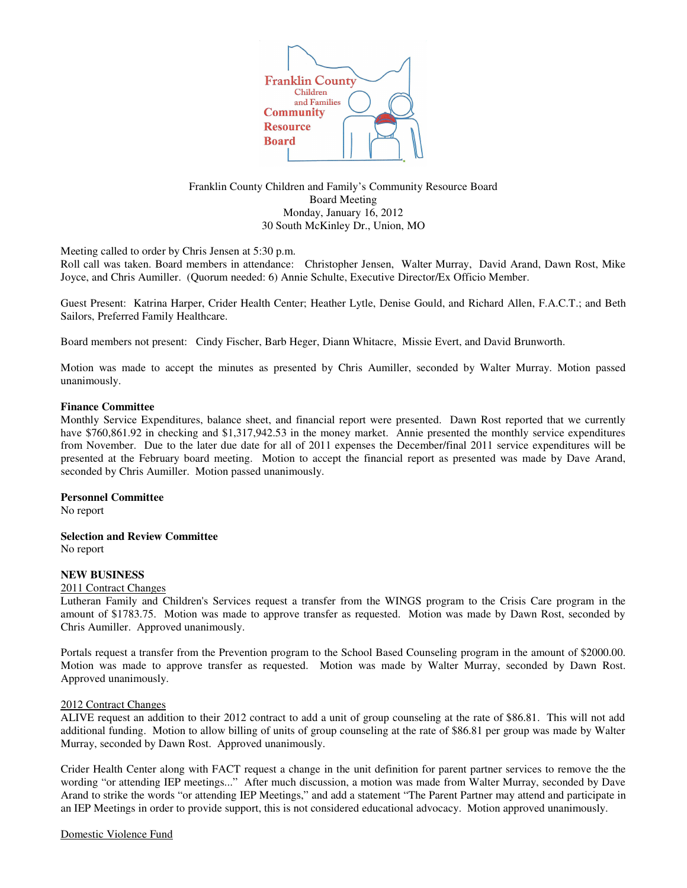Franklin County Children and Families Community Resource Board

Franklin County Children and Family's Community Resource Board
Board Meeting
Monday, January 16, 2012
30 South McKinley Dr., Union, MO

Meeting called to order by Chris Jensen at 5:30 p.m.
Roll call was taken. Board members in attendance: Christopher Jensen, Walter Murray, David Arand, Dawn Rost, Mike Joyce, and Chris Aumiller. (Quorum needed: 6) Annie Schulte, Executive Director/Ex Officio Member.

Guest Present: Katrina Harper, Crider Health Center; Heather Lytle, Denise Gould, and Richard Allen, F.A.C.T.; and Beth Sailors, Preferred Family Healthcare.

Board members not present: Cindy Fischer, Barb Heger, Diann Whitacre, Missie Evert, and David Brunworth.

Motion was made to accept the minutes as presented by Chris Aumiller, seconded by Walter Murray. Motion passed unanimously.

**Finance Committee**
Monthly Service Expenditures, balance sheet, and financial report were presented. Dawn Rost reported that we currently have $760,861.92 in checking and $1,317,942.53 in the money market. Annie presented the monthly service expenditures from November. Due to the later due date for all of 2011 expenses the December/final 2011 service expenditures will be presented at the February board meeting. Motion to accept the financial report as presented was made by Dave Arand, seconded by Chris Aumiller. Motion passed unanimously.

**Personnel Committee**
No report

**Selection and Review Committee**
No report

**NEW BUSINESS**
2011 Contract Changes
Lutheran Family and Children's Services request a transfer from the WINGS program to the Crisis Care program in the amount of $1783.75. Motion was made to approve transfer as requested. Motion was made by Dawn Rost, seconded by Chris Aumiller. Approved unanimously.

Portals request a transfer from the Prevention program to the School Based Counseling program in the amount of $2000.00. Motion was made to approve transfer as requested. Motion was made by Walter Murray, seconded by Dawn Rost. Approved unanimously.

2012 Contract Changes
ALIVE request an addition to their 2012 contract to add a unit of group counseling at the rate of $86.81. This will not add additional funding. Motion to allow billing of units of group counseling at the rate of $86.81 per group was made by Walter Murray, seconded by Dawn Rost. Approved unanimously.

Crider Health Center along with FACT request a change in the unit definition for parent partner services to remove the the wording "or attending IEP meetings..." After much discussion, a motion was made from Walter Murray, seconded by Dave Arand to strike the words "or attending IEP Meetings," and add a statement "The Parent Partner may attend and participate in an IEP Meetings in order to provide support, this is not considered educational advocacy. Motion approved unanimously.

Domestic Violence Fund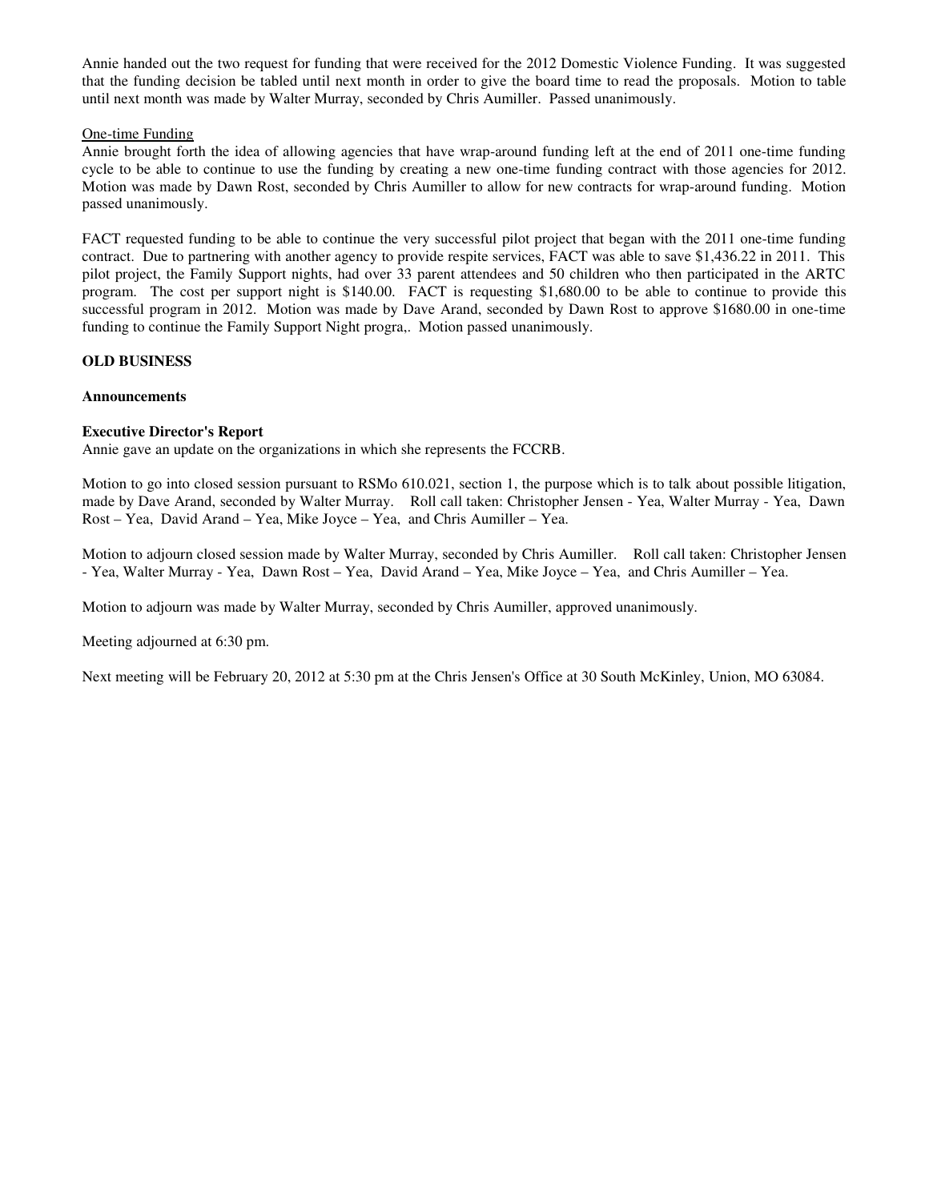Annie handed out the two request for funding that were received for the 2012 Domestic Violence Funding. It was suggested that the funding decision be tabled until next month in order to give the board time to read the proposals. Motion to table until next month was made by Walter Murray, seconded by Chris Aumiller. Passed unanimously.

One-time Funding

Annie brought forth the idea of allowing agencies that have wrap-around funding left at the end of 2011 one-time funding cycle to be able to continue to use the funding by creating a new one-time funding contract with those agencies for 2012. Motion was made by Dawn Rost, seconded by Chris Aumiller to allow for new contracts for wrap-around funding. Motion passed unanimously.

FACT requested funding to be able to continue the very successful pilot project that began with the 2011 one-time funding contract. Due to partnering with another agency to provide respite services, FACT was able to save $1,436.22 in 2011. This pilot project, the Family Support nights, had over 33 parent attendees and 50 children who then participated in the ARTC program. The cost per support night is $140.00. FACT is requesting $1,680.00 to be able to continue to provide this successful program in 2012. Motion was made by Dave Arand, seconded by Dawn Rost to approve $1680.00 in one-time funding to continue the Family Support Night progra,. Motion passed unanimously.

**OLD BUSINESS**

**Announcements**

**Executive Director's Report**

Annie gave an update on the organizations in which she represents the FCCRB.

Motion to go into closed session pursuant to RSMo 610.021, section 1, the purpose which is to talk about possible litigation, made by Dave Arand, seconded by Walter Murray. Roll call taken: Christopher Jensen - Yea, Walter Murray - Yea, Dawn Rost – Yea, David Arand – Yea, Mike Joyce – Yea, and Chris Aumiller – Yea.

Motion to adjourn closed session made by Walter Murray, seconded by Chris Aumiller. Roll call taken: Christopher Jensen - Yea, Walter Murray - Yea, Dawn Rost – Yea, David Arand – Yea, Mike Joyce – Yea, and Chris Aumiller – Yea.

Motion to adjourn was made by Walter Murray, seconded by Chris Aumiller, approved unanimously.

Meeting adjourned at 6:30 pm.

Next meeting will be February 20, 2012 at 5:30 pm at the Chris Jensen's Office at 30 South McKinley, Union, MO 63084.